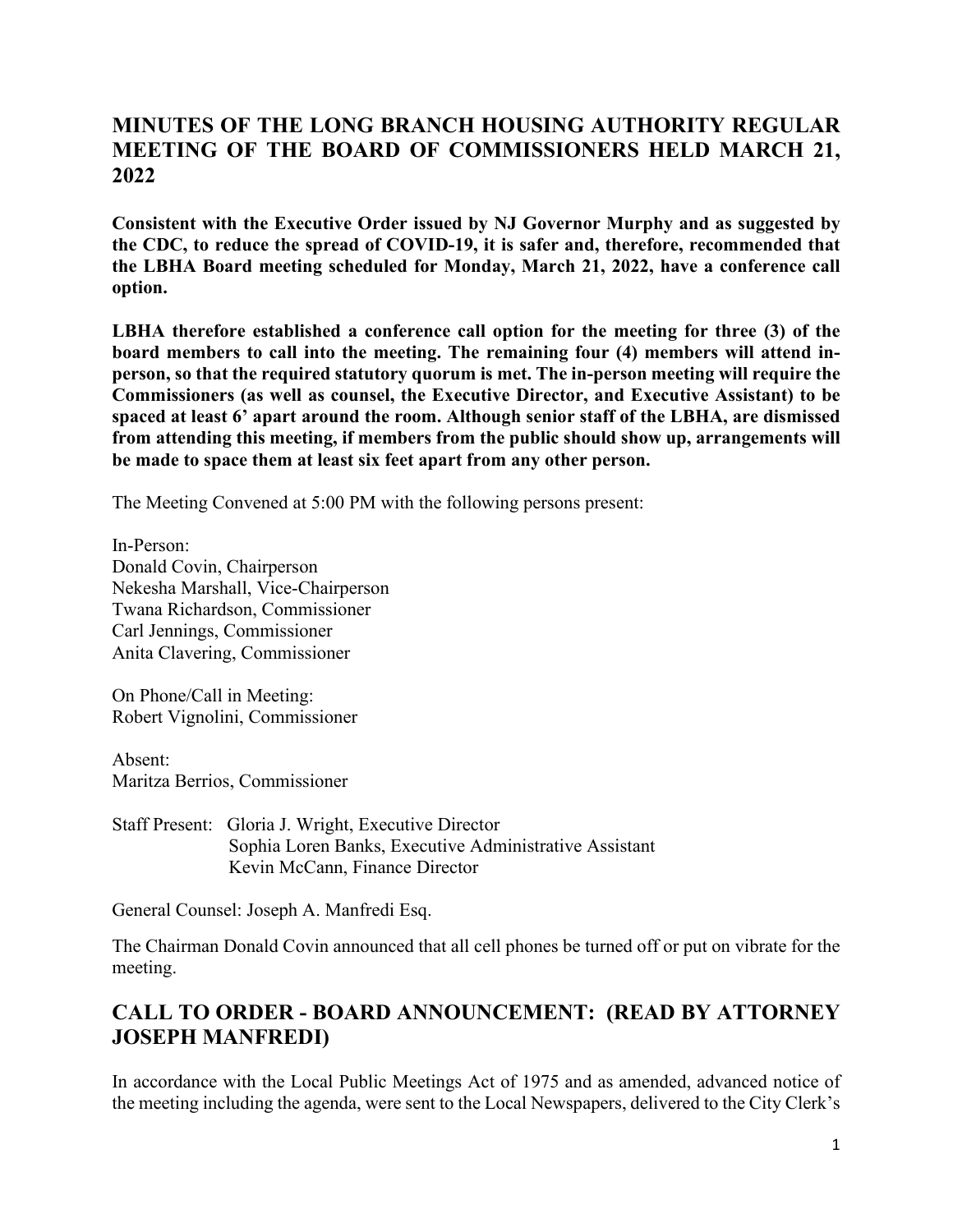# MINUTES OF THE LONG BRANCH HOUSING AUTHORITY REGULAR MEETING OF THE BOARD OF COMMISSIONERS HELD MARCH 21, 2022

**Consistent with the Executive Order issued by NJ Governor Murphy and as suggested by the CDC, to reduce the spread of COVID-19, it is safer and, therefore, recommended that the LBHA Board meeting scheduled for Monday, March 21, 2022, have a conference call option.**

**LBHA therefore established a conference call option for the meeting for three (3) of the board members to call into the meeting. The remaining four (4) members will attend in-person, so that the required statutory quorum is met. The in-person meeting will require the Commissioners (as well as counsel, the Executive Director, and Executive Assistant) to be spaced at least 6' apart around the room. Although senior staff of the LBHA, are dismissed from attending this meeting, if members from the public should show up, arrangements will be made to space them at least six feet apart from any other person.**

The Meeting Convened at 5:00 PM with the following persons present:

In-Person:
Donald Covin, Chairperson
Nekesha Marshall, Vice-Chairperson
Twana Richardson, Commissioner
Carl Jennings, Commissioner
Anita Clavering, Commissioner

On Phone/Call in Meeting:
Robert Vignolini, Commissioner

Absent:
Maritza Berrios, Commissioner

Staff Present: Gloria J. Wright, Executive Director
Sophia Loren Banks, Executive Administrative Assistant
Kevin McCann, Finance Director

General Counsel: Joseph A. Manfredi Esq.

The Chairman Donald Covin announced that all cell phones be turned off or put on vibrate for the meeting.

## CALL TO ORDER - BOARD ANNOUNCEMENT: (READ BY ATTORNEY JOSEPH MANFREDI)

In accordance with the Local Public Meetings Act of 1975 and as amended, advanced notice of the meeting including the agenda, were sent to the Local Newspapers, delivered to the City Clerk's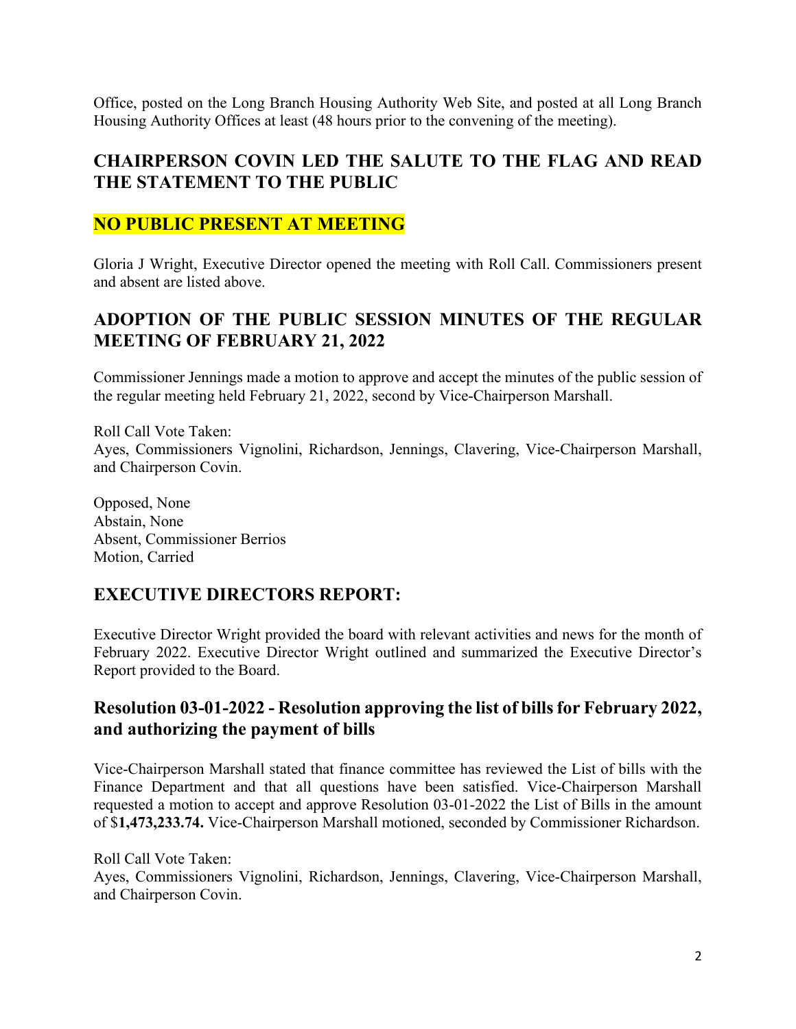Office, posted on the Long Branch Housing Authority Web Site, and posted at all Long Branch Housing Authority Offices at least (48 hours prior to the convening of the meeting).

## CHAIRPERSON COVIN LED THE SALUTE TO THE FLAG AND READ THE STATEMENT TO THE PUBLIC

## NO PUBLIC PRESENT AT MEETING

Gloria J Wright, Executive Director opened the meeting with Roll Call. Commissioners present and absent are listed above.

## ADOPTION OF THE PUBLIC SESSION MINUTES OF THE REGULAR MEETING OF FEBRUARY 21, 2022

Commissioner Jennings made a motion to approve and accept the minutes of the public session of the regular meeting held February 21, 2022, second by Vice-Chairperson Marshall.

Roll Call Vote Taken:
Ayes, Commissioners Vignolini, Richardson, Jennings, Clavering, Vice-Chairperson Marshall, and Chairperson Covin.

Opposed, None
Abstain, None
Absent, Commissioner Berrios
Motion, Carried

## EXECUTIVE DIRECTORS REPORT:

Executive Director Wright provided the board with relevant activities and news for the month of February 2022. Executive Director Wright outlined and summarized the Executive Director's Report provided to the Board.

## Resolution 03-01-2022 - Resolution approving the list of bills for February 2022, and authorizing the payment of bills

Vice-Chairperson Marshall stated that finance committee has reviewed the List of bills with the Finance Department and that all questions have been satisfied. Vice-Chairperson Marshall requested a motion to accept and approve Resolution 03-01-2022 the List of Bills in the amount of $**1,473,233.74.** Vice-Chairperson Marshall motioned, seconded by Commissioner Richardson.

Roll Call Vote Taken:
Ayes, Commissioners Vignolini, Richardson, Jennings, Clavering, Vice-Chairperson Marshall, and Chairperson Covin.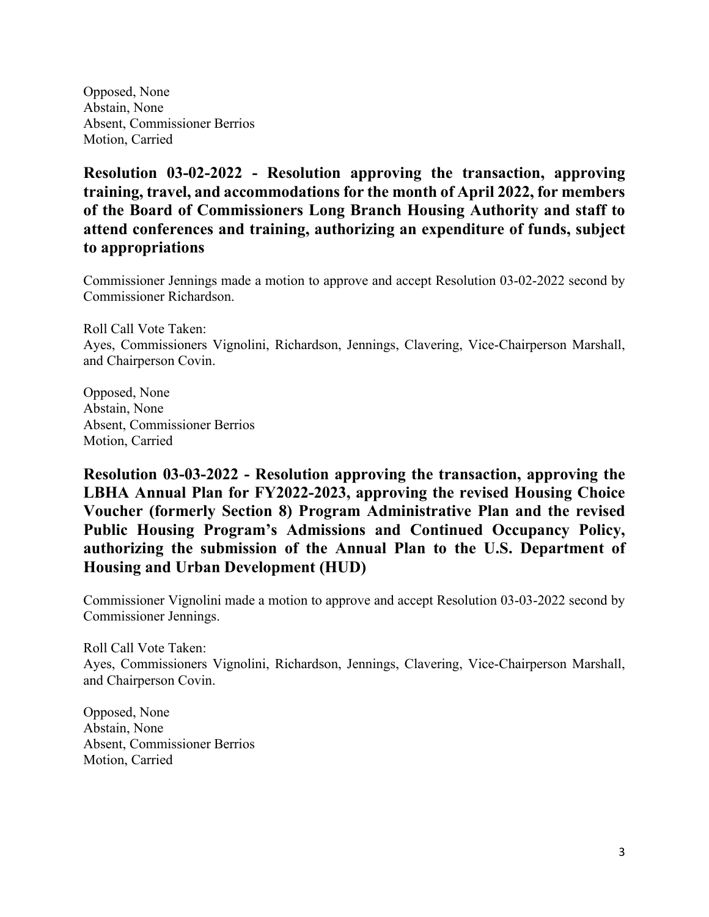Opposed, None
Abstain, None
Absent, Commissioner Berrios
Motion, Carried

**Resolution 03-02-2022 - Resolution approving the transaction, approving training, travel, and accommodations for the month of April 2022, for members of the Board of Commissioners Long Branch Housing Authority and staff to attend conferences and training, authorizing an expenditure of funds, subject to appropriations**

Commissioner Jennings made a motion to approve and accept Resolution 03-02-2022 second by Commissioner Richardson.

Roll Call Vote Taken:
Ayes, Commissioners Vignolini, Richardson, Jennings, Clavering, Vice-Chairperson Marshall, and Chairperson Covin.

Opposed, None
Abstain, None
Absent, Commissioner Berrios
Motion, Carried

**Resolution 03-03-2022 - Resolution approving the transaction, approving the LBHA Annual Plan for FY2022-2023, approving the revised Housing Choice Voucher (formerly Section 8) Program Administrative Plan and the revised Public Housing Program's Admissions and Continued Occupancy Policy, authorizing the submission of the Annual Plan to the U.S. Department of Housing and Urban Development (HUD)**

Commissioner Vignolini made a motion to approve and accept Resolution 03-03-2022 second by Commissioner Jennings.

Roll Call Vote Taken:
Ayes, Commissioners Vignolini, Richardson, Jennings, Clavering, Vice-Chairperson Marshall, and Chairperson Covin.

Opposed, None
Abstain, None
Absent, Commissioner Berrios
Motion, Carried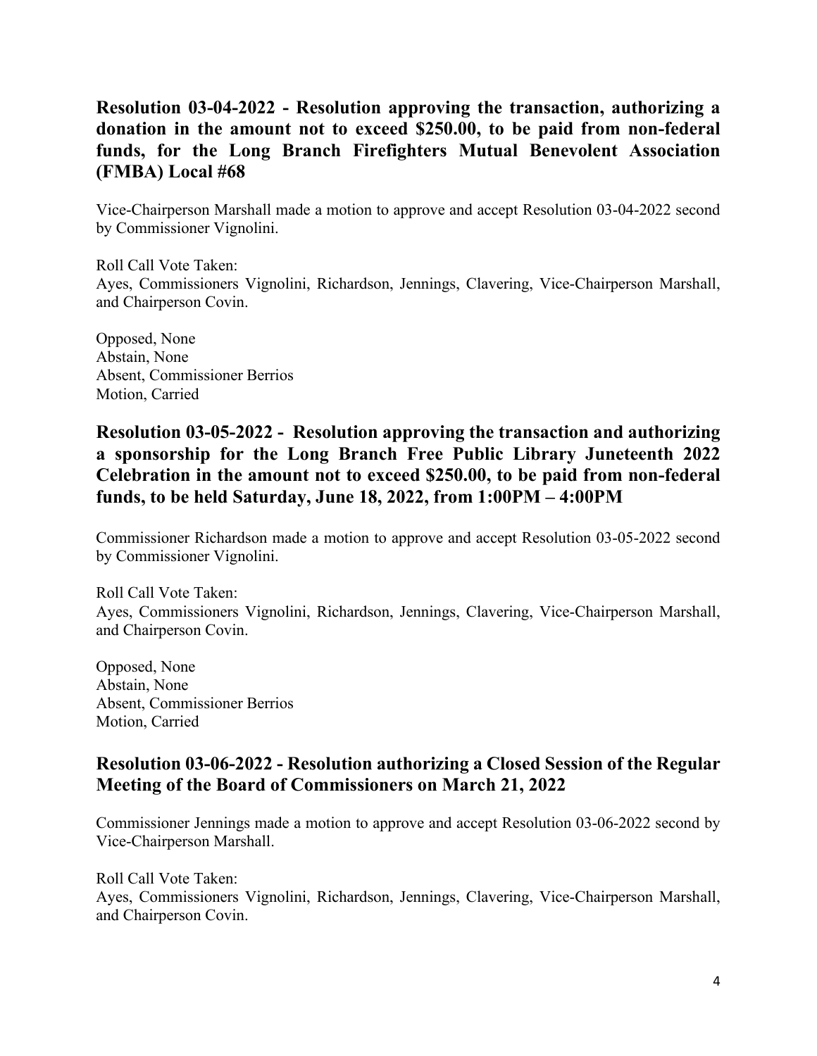## Resolution 03-04-2022 - Resolution approving the transaction, authorizing a donation in the amount not to exceed $250.00, to be paid from non-federal funds, for the Long Branch Firefighters Mutual Benevolent Association (FMBA) Local #68

Vice-Chairperson Marshall made a motion to approve and accept Resolution 03-04-2022 second by Commissioner Vignolini.

Roll Call Vote Taken:
Ayes, Commissioners Vignolini, Richardson, Jennings, Clavering, Vice-Chairperson Marshall, and Chairperson Covin.

Opposed, None
Abstain, None
Absent, Commissioner Berrios
Motion, Carried

## Resolution 03-05-2022 - Resolution approving the transaction and authorizing a sponsorship for the Long Branch Free Public Library Juneteenth 2022 Celebration in the amount not to exceed $250.00, to be paid from non-federal funds, to be held Saturday, June 18, 2022, from 1:00PM – 4:00PM

Commissioner Richardson made a motion to approve and accept Resolution 03-05-2022 second by Commissioner Vignolini.

Roll Call Vote Taken:
Ayes, Commissioners Vignolini, Richardson, Jennings, Clavering, Vice-Chairperson Marshall, and Chairperson Covin.

Opposed, None
Abstain, None
Absent, Commissioner Berrios
Motion, Carried

## Resolution 03-06-2022 - Resolution authorizing a Closed Session of the Regular Meeting of the Board of Commissioners on March 21, 2022

Commissioner Jennings made a motion to approve and accept Resolution 03-06-2022 second by Vice-Chairperson Marshall.

Roll Call Vote Taken:
Ayes, Commissioners Vignolini, Richardson, Jennings, Clavering, Vice-Chairperson Marshall, and Chairperson Covin.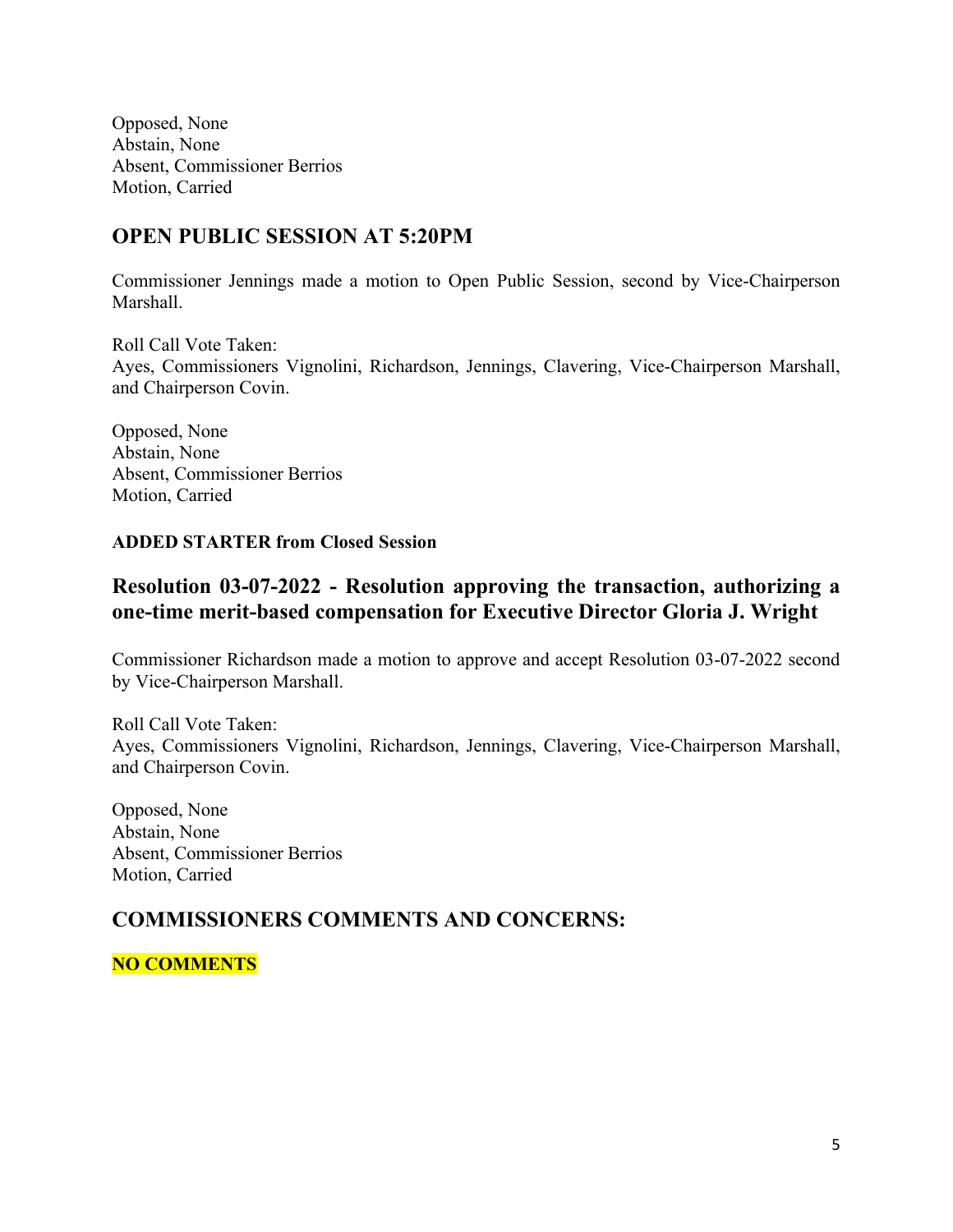Opposed, None
Abstain, None
Absent, Commissioner Berrios
Motion, Carried

## OPEN PUBLIC SESSION AT 5:20PM

Commissioner Jennings made a motion to Open Public Session, second by Vice-Chairperson Marshall.

Roll Call Vote Taken:
Ayes, Commissioners Vignolini, Richardson, Jennings, Clavering, Vice-Chairperson Marshall, and Chairperson Covin.

Opposed, None
Abstain, None
Absent, Commissioner Berrios
Motion, Carried

**ADDED STARTER from Closed Session**

## Resolution 03-07-2022 - Resolution approving the transaction, authorizing a one-time merit-based compensation for Executive Director Gloria J. Wright

Commissioner Richardson made a motion to approve and accept Resolution 03-07-2022 second by Vice-Chairperson Marshall.

Roll Call Vote Taken:
Ayes, Commissioners Vignolini, Richardson, Jennings, Clavering, Vice-Chairperson Marshall, and Chairperson Covin.

Opposed, None
Abstain, None
Absent, Commissioner Berrios
Motion, Carried

## COMMISSIONERS COMMENTS AND CONCERNS:

**NO COMMENTS**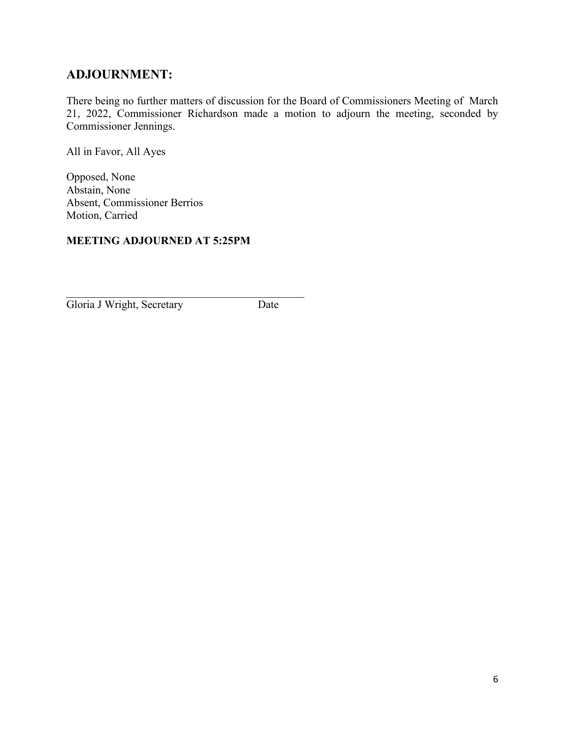## ADJOURNMENT:

There being no further matters of discussion for the Board of Commissioners Meeting of March 21, 2022, Commissioner Richardson made a motion to adjourn the meeting, seconded by Commissioner Jennings.

All in Favor, All Ayes

Opposed, None
Abstain, None
Absent, Commissioner Berrios
Motion, Carried

**MEETING ADJOURNED AT 5:25PM**

\_\_\_\_\_\_\_\_\_\_\_\_\_\_\_\_\_\_\_\_\_\_\_\_\_\_\_\_\_\_\_\_\_\_\_\_\_\_\_\_\_\_\_\_\_\_
Gloria J Wright, Secretary Date